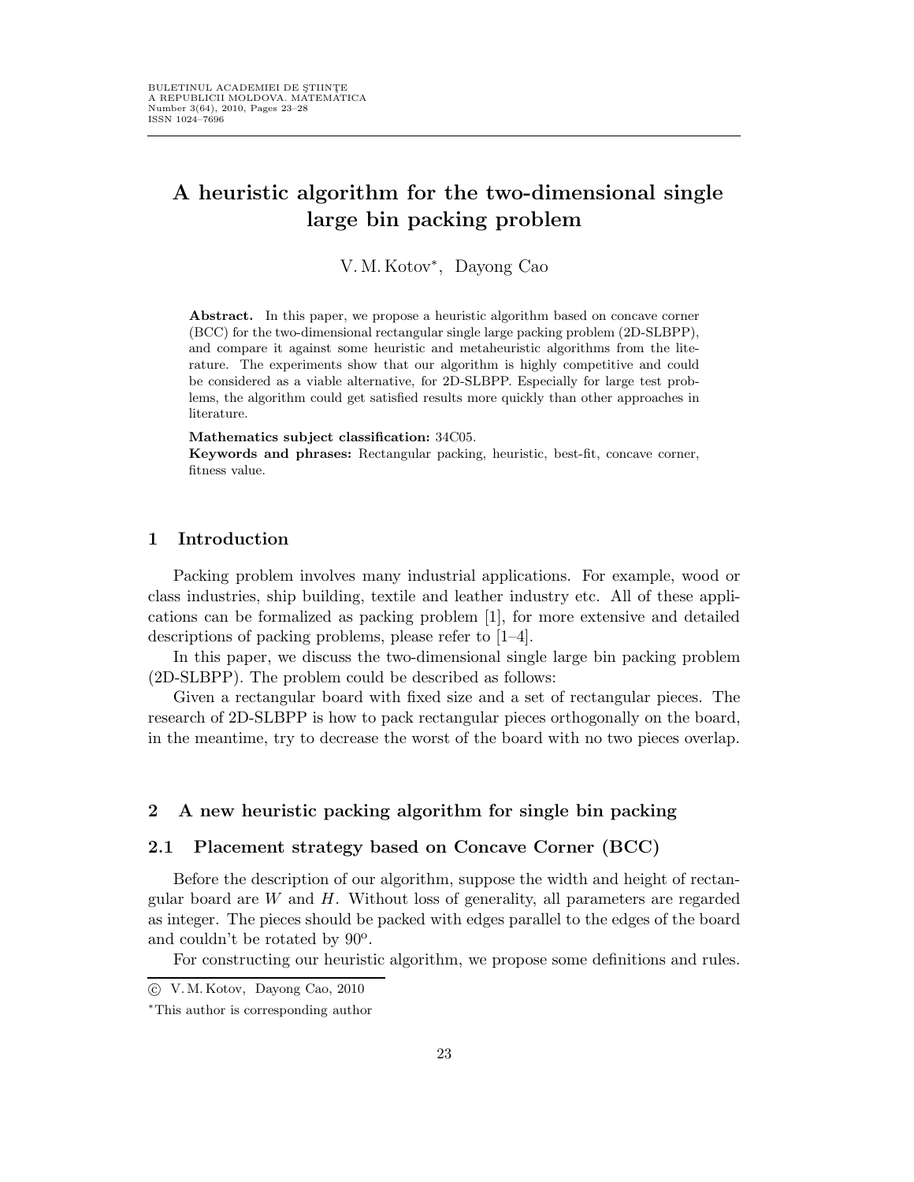# A heuristic algorithm for the two-dimensional single large bin packing problem

V. M. Kotov*, Dayong Cao

**Abstract.** In this paper, we propose a heuristic algorithm based on concave corner (BCC) for the two-dimensional rectangular single large packing problem (2D-SLBPP), and compare it against some heuristic and metaheuristic algorithms from the literature. The experiments show that our algorithm is highly competitive and could be considered as a viable alternative, for 2D-SLBPP. Especially for large test problems, the algorithm could get satisfied results more quickly than other approaches in literature.

**Mathematics subject classification:** 34C05.

**Keywords and phrases:** Rectangular packing, heuristic, best-fit, concave corner, fitness value.

## 1 Introduction

Packing problem involves many industrial applications. For example, wood or class industries, ship building, textile and leather industry etc. All of these applications can be formalized as packing problem [1], for more extensive and detailed descriptions of packing problems, please refer to [1–4].

In this paper, we discuss the two-dimensional single large bin packing problem (2D-SLBPP). The problem could be described as follows:

Given a rectangular board with fixed size and a set of rectangular pieces. The research of 2D-SLBPP is how to pack rectangular pieces orthogonally on the board, in the meantime, try to decrease the worst of the board with no two pieces overlap.

## 2 A new heuristic packing algorithm for single bin packing

### 2.1 Placement strategy based on Concave Corner (BCC)

Before the description of our algorithm, suppose the width and height of rectangular board are $W$ and $H$. Without loss of generality, all parameters are regarded as integer. The pieces should be packed with edges parallel to the edges of the board and couldn't be rotated by $90^o$.

For constructing our heuristic algorithm, we propose some definitions and rules.

© V. M. Kotov, Dayong Cao, 2010

*This author is corresponding author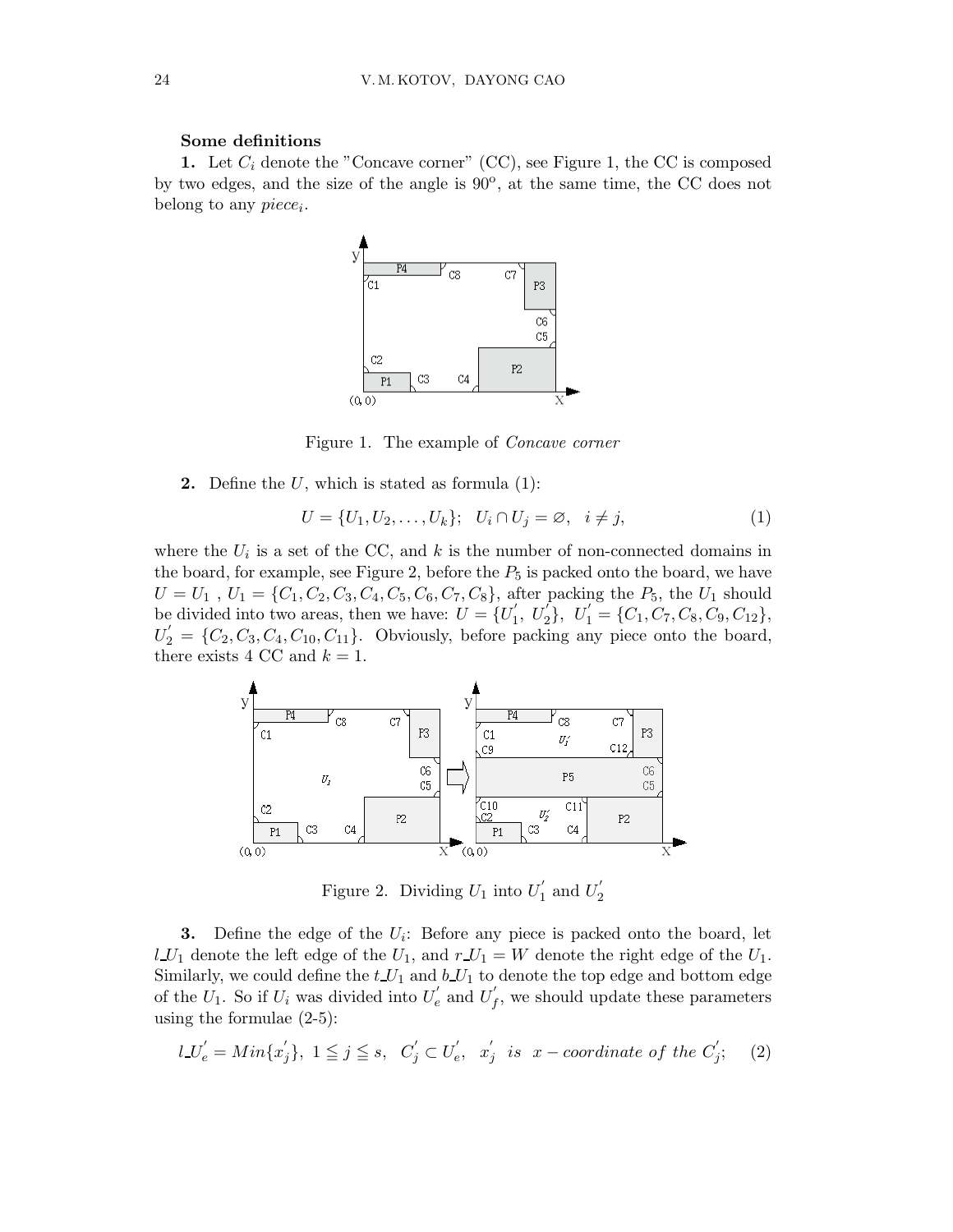**Some definitions**

**1.** Let $C_i$ denote the "Concave corner" (CC), see Figure 1, the CC is composed by two edges, and the size of the angle is $90^{\circ}$, at the same time, the CC does not belong to any $piece_i$.

Figure 1. The example of *Concave corner*

**2.** Define the $U$, which is stated as formula (1):

$$U = \{U_1, U_2, \ldots, U_k\}; \quad U_i \cap U_j = \varnothing, \quad i \neq j, \tag{1}$$

where the $U_i$ is a set of the CC, and $k$ is the number of non-connected domains in the board, for example, see Figure 2, before the $P_5$ is packed onto the board, we have $U = U_1$ , $U_1 = \{C_1, C_2, C_3, C_4, C_5, C_6, C_7, C_8\}$, after packing the $P_5$, the $U_1$ should be divided into two areas, then we have: $U = \{U_1^{'},\ U_2^{'}\},\ U_1^{'} = \{C_1, C_7, C_8, C_9, C_{12}\}$, $U_2^{'} = \{C_2, C_3, C_4, C_{10}, C_{11}\}$. Obviously, before packing any piece onto the board, there exists 4 CC and $k = 1$.

Figure 2. Dividing $U_1$ into $U_1^{'}$ and $U_2^{'}$

**3.** Define the edge of the $U_i$: Before any piece is packed onto the board, let $l\_U_1$ denote the left edge of the $U_1$, and $r\_U_1 = W$ denote the right edge of the $U_1$. Similarly, we could define the $t\_U_1$ and $b\_U_1$ to denote the top edge and bottom edge of the $U_1$. So if $U_i$ was divided into $U_e^{'}$ and $U_f^{'}$, we should update these parameters using the formulae (2-5):

$$l\_U_e^{'} = Min\{x_j^{'}\},\ 1 \leqq j \leqq s,\ \ C_j^{'} \subset U_e^{'},\ \ x_j^{'}\ \ is\ \ x-coordinate\ of\ the\ C_j^{'}; \tag{2}$$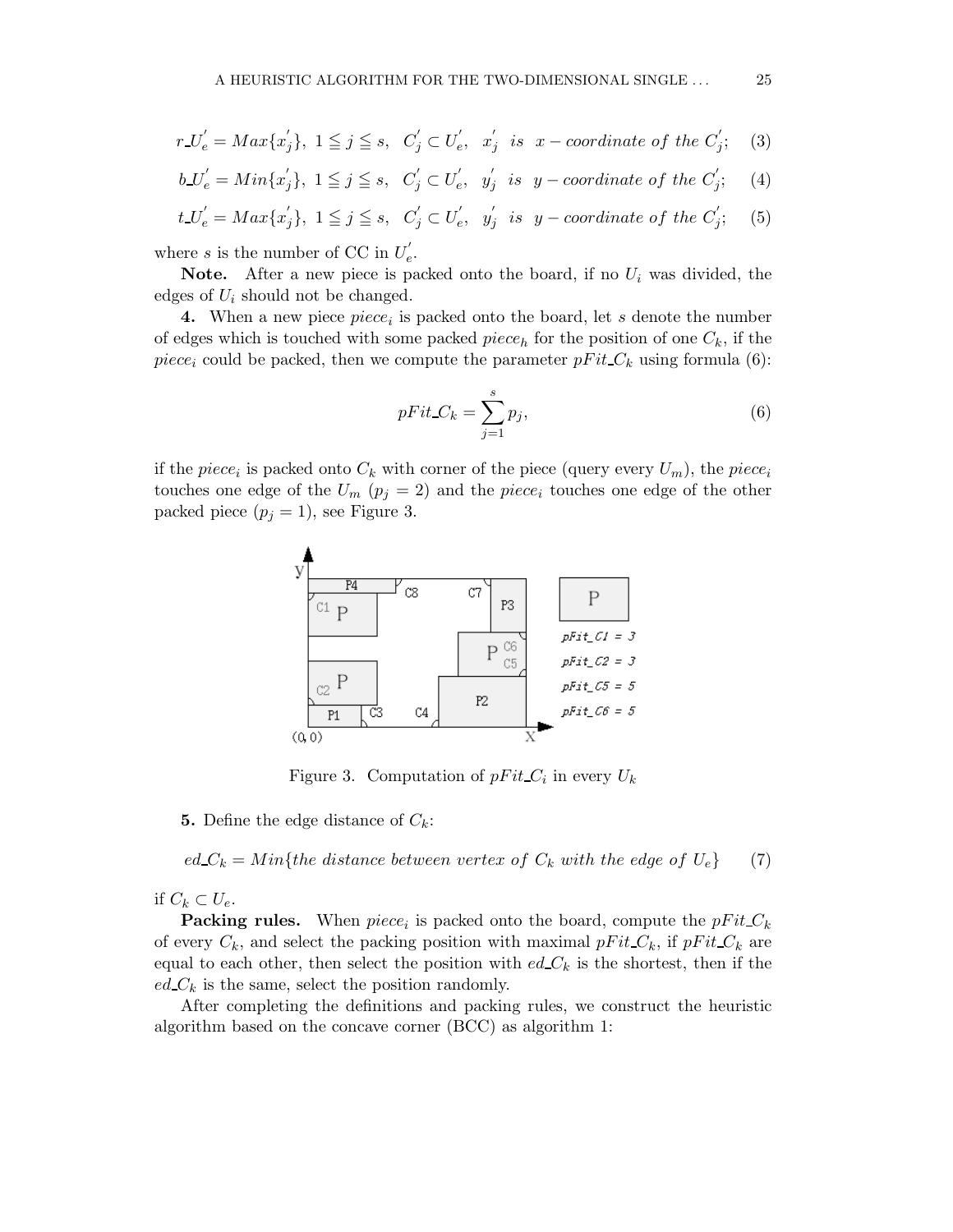$$r\_U_e^{'} = Max\{x_j^{'}\},\ 1 \leqq j \leqq s,\ \ C_j^{'} \subset U_e^{'},\ \ x_j^{'}\ \ is\ \ x - coordinate\ of\ the\ C_j^{'}; \quad (3)$$

$$b\_U_e^{'} = Min\{x_j^{'}\},\ 1 \leqq j \leqq s,\ \ C_j^{'} \subset U_e^{'},\ \ y_j^{'}\ \ is\ \ y - coordinate\ of\ the\ C_j^{'}; \quad (4)$$

$$t\_U_e^{'} = Max\{x_j^{'}\},\ 1 \leqq j \leqq s,\ \ C_j^{'} \subset U_e^{'},\ \ y_j^{'}\ \ is\ \ y - coordinate\ of\ the\ C_j^{'}; \quad (5)$$

where $s$ is the number of CC in $U_e^{'}$.

**Note.** After a new piece is packed onto the board, if no $U_i$ was divided, the edges of $U_i$ should not be changed.

**4.** When a new piece $piece_i$ is packed onto the board, let $s$ denote the number of edges which is touched with some packed $piece_h$ for the position of one $C_k$, if the $piece_i$ could be packed, then we compute the parameter $pFit\_C_k$ using formula (6):

$$pFit\_C_k = \sum_{j=1}^{s} p_j, \quad (6)$$

if the $piece_i$ is packed onto $C_k$ with corner of the piece (query every $U_m$), the $piece_i$ touches one edge of the $U_m$ ($p_j = 2$) and the $piece_i$ touches one edge of the other packed piece ($p_j = 1$), see Figure 3.

Figure 3. Computation of $pFit\_C_i$ in every $U_k$

**5.** Define the edge distance of $C_k$:

$$ed\_C_k = Min\{the\ distance\ between\ vertex\ of\ C_k\ with\ the\ edge\ of\ U_e\} \quad (7)$$

if $C_k \subset U_e$.

**Packing rules.** When $piece_i$ is packed onto the board, compute the $pFit\_C_k$ of every $C_k$, and select the packing position with maximal $pFit\_C_k$, if $pFit\_C_k$ are equal to each other, then select the position with $ed\_C_k$ is the shortest, then if the $ed\_C_k$ is the same, select the position randomly.

After completing the definitions and packing rules, we construct the heuristic algorithm based on the concave corner (BCC) as algorithm 1: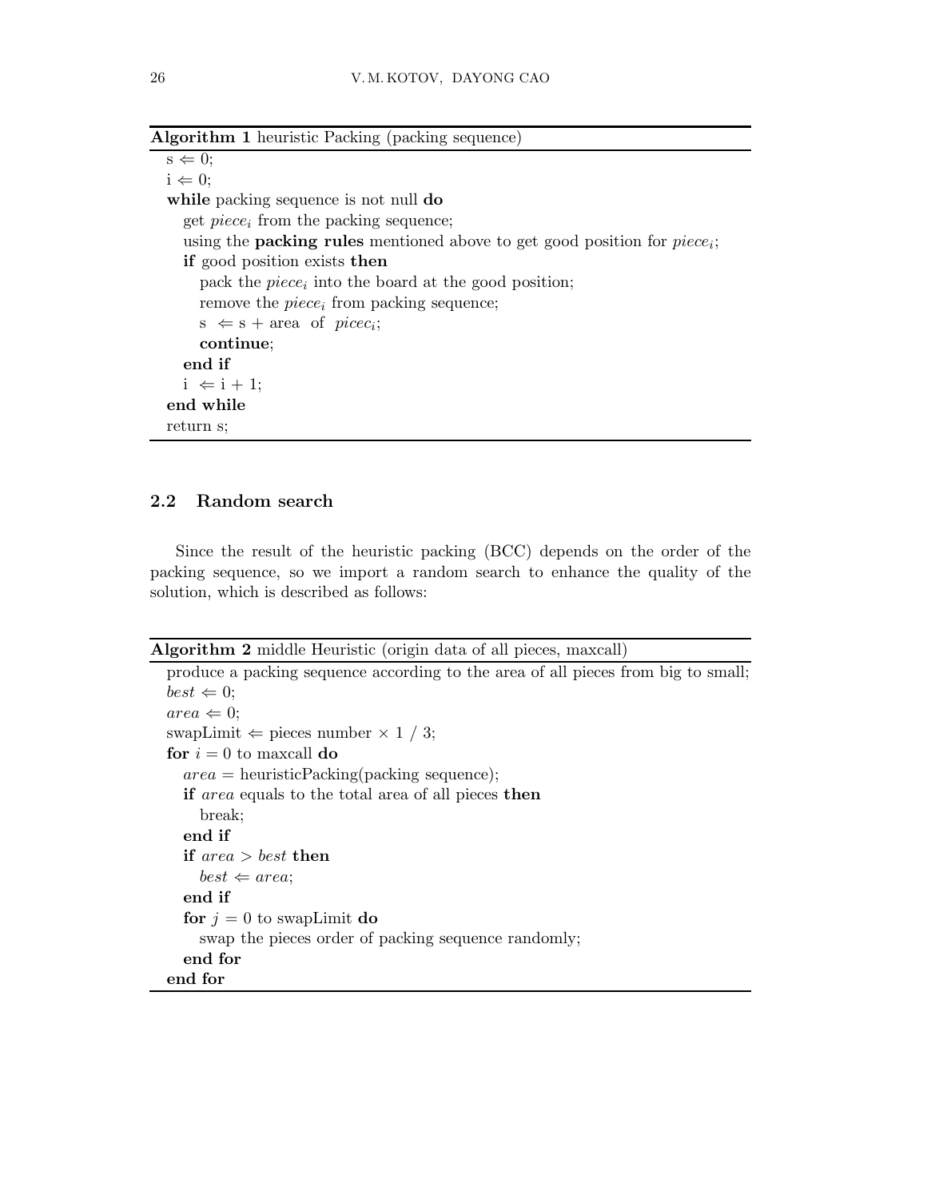**Algorithm 1** heuristic Packing (packing sequence)

```
s ⇐ 0;
i ⇐ 0;
while packing sequence is not null do
    get piece_i from the packing sequence;
    using the packing rules mentioned above to get good position for piece_i;
    if good position exists then
        pack the piece_i into the board at the good position;
        remove the piece_i from packing sequence;
        s ⇐ s + area of picec_i;
        continue;
    end if
    i ⇐ i + 1;
end while
return s;
```

## 2.2 Random search

Since the result of the heuristic packing (BCC) depends on the order of the packing sequence, so we import a random search to enhance the quality of the solution, which is described as follows:

**Algorithm 2** middle Heuristic (origin data of all pieces, maxcall)

```
produce a packing sequence according to the area of all pieces from big to small;
best ⇐ 0;
area ⇐ 0;
swapLimit ⇐ pieces number × 1 / 3;
for i = 0 to maxcall do
    area = heuristicPacking(packing sequence);
    if area equals to the total area of all pieces then
        break;
    end if
    if area > best then
        best ⇐ area;
    end if
    for j = 0 to swapLimit do
        swap the pieces order of packing sequence randomly;
    end for
end for
```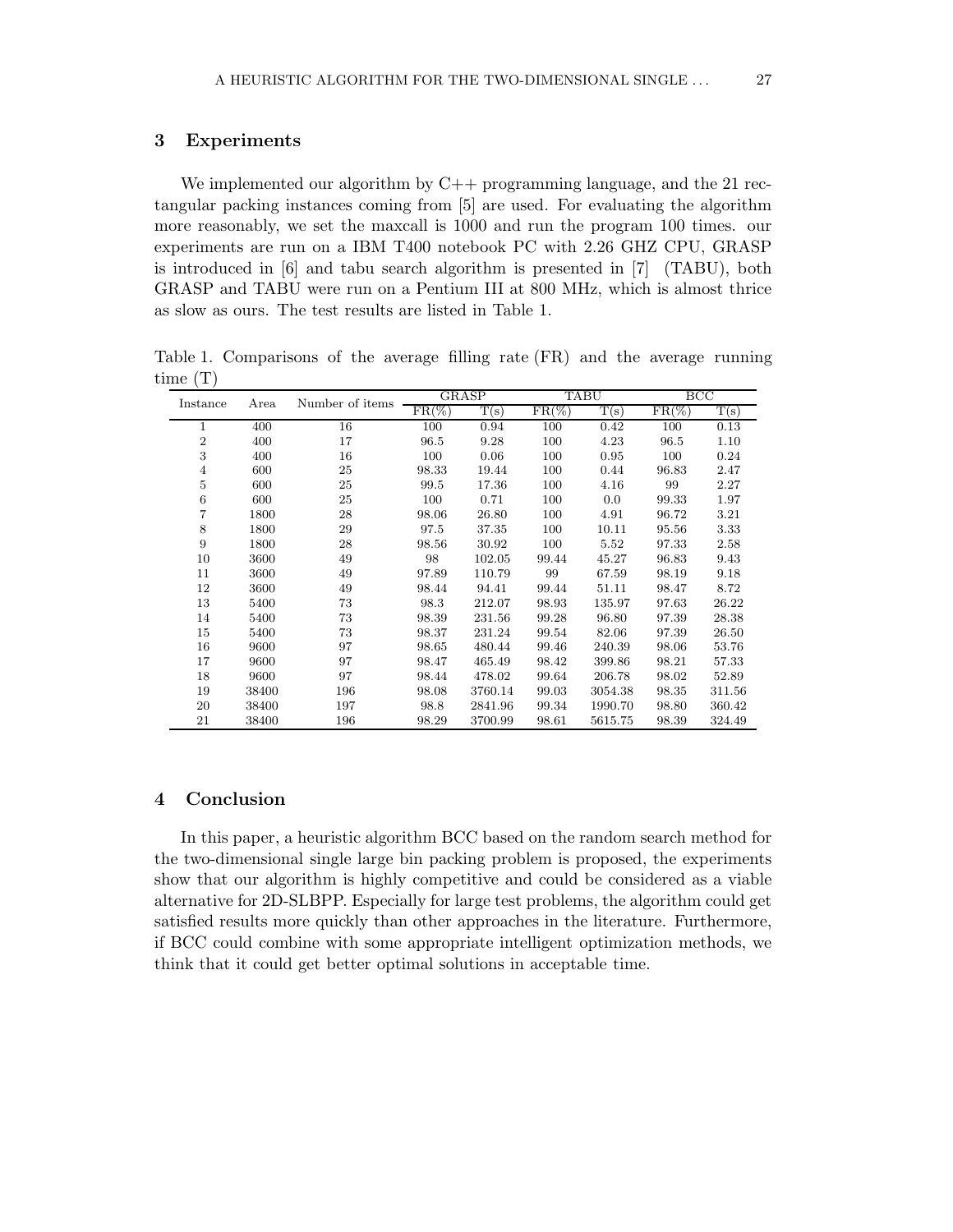## 3 Experiments

We implemented our algorithm by C++ programming language, and the 21 rectangular packing instances coming from [5] are used. For evaluating the algorithm more reasonably, we set the maxcall is 1000 and run the program 100 times. our experiments are run on a IBM T400 notebook PC with 2.26 GHZ CPU, GRASP is introduced in [6] and tabu search algorithm is presented in [7] (TABU), both GRASP and TABU were run on a Pentium III at 800 MHz, which is almost thrice as slow as ours. The test results are listed in Table 1.

Table 1. Comparisons of the average filling rate (FR) and the average running time (T)

| Instance | Area | Number of items | GRASP | | TABU | | BCC | |
|---|---|---|---|---|---|---|---|---|
| | | | FR(%) | T(s) | FR(%) | T(s) | FR(%) | T(s) |
| 1 | 400 | 16 | 100 | 0.94 | 100 | 0.42 | 100 | 0.13 |
| 2 | 400 | 17 | 96.5 | 9.28 | 100 | 4.23 | 96.5 | 1.10 |
| 3 | 400 | 16 | 100 | 0.06 | 100 | 0.95 | 100 | 0.24 |
| 4 | 600 | 25 | 98.33 | 19.44 | 100 | 0.44 | 96.83 | 2.47 |
| 5 | 600 | 25 | 99.5 | 17.36 | 100 | 4.16 | 99 | 2.27 |
| 6 | 600 | 25 | 100 | 0.71 | 100 | 0.0 | 99.33 | 1.97 |
| 7 | 1800 | 28 | 98.06 | 26.80 | 100 | 4.91 | 96.72 | 3.21 |
| 8 | 1800 | 29 | 97.5 | 37.35 | 100 | 10.11 | 95.56 | 3.33 |
| 9 | 1800 | 28 | 98.56 | 30.92 | 100 | 5.52 | 97.33 | 2.58 |
| 10 | 3600 | 49 | 98 | 102.05 | 99.44 | 45.27 | 96.83 | 9.43 |
| 11 | 3600 | 49 | 97.89 | 110.79 | 99 | 67.59 | 98.19 | 9.18 |
| 12 | 3600 | 49 | 98.44 | 94.41 | 99.44 | 51.11 | 98.47 | 8.72 |
| 13 | 5400 | 73 | 98.3 | 212.07 | 98.93 | 135.97 | 97.63 | 26.22 |
| 14 | 5400 | 73 | 98.39 | 231.56 | 99.28 | 96.80 | 97.39 | 28.38 |
| 15 | 5400 | 73 | 98.37 | 231.24 | 99.54 | 82.06 | 97.39 | 26.50 |
| 16 | 9600 | 97 | 98.65 | 480.44 | 99.46 | 240.39 | 98.06 | 53.76 |
| 17 | 9600 | 97 | 98.47 | 465.49 | 98.42 | 399.86 | 98.21 | 57.33 |
| 18 | 9600 | 97 | 98.44 | 478.02 | 99.64 | 206.78 | 98.02 | 52.89 |
| 19 | 38400 | 196 | 98.08 | 3760.14 | 99.03 | 3054.38 | 98.35 | 311.56 |
| 20 | 38400 | 197 | 98.8 | 2841.96 | 99.34 | 1990.70 | 98.80 | 360.42 |
| 21 | 38400 | 196 | 98.29 | 3700.99 | 98.61 | 5615.75 | 98.39 | 324.49 |

## 4 Conclusion

In this paper, a heuristic algorithm BCC based on the random search method for the two-dimensional single large bin packing problem is proposed, the experiments show that our algorithm is highly competitive and could be considered as a viable alternative for 2D-SLBPP. Especially for large test problems, the algorithm could get satisfied results more quickly than other approaches in the literature. Furthermore, if BCC could combine with some appropriate intelligent optimization methods, we think that it could get better optimal solutions in acceptable time.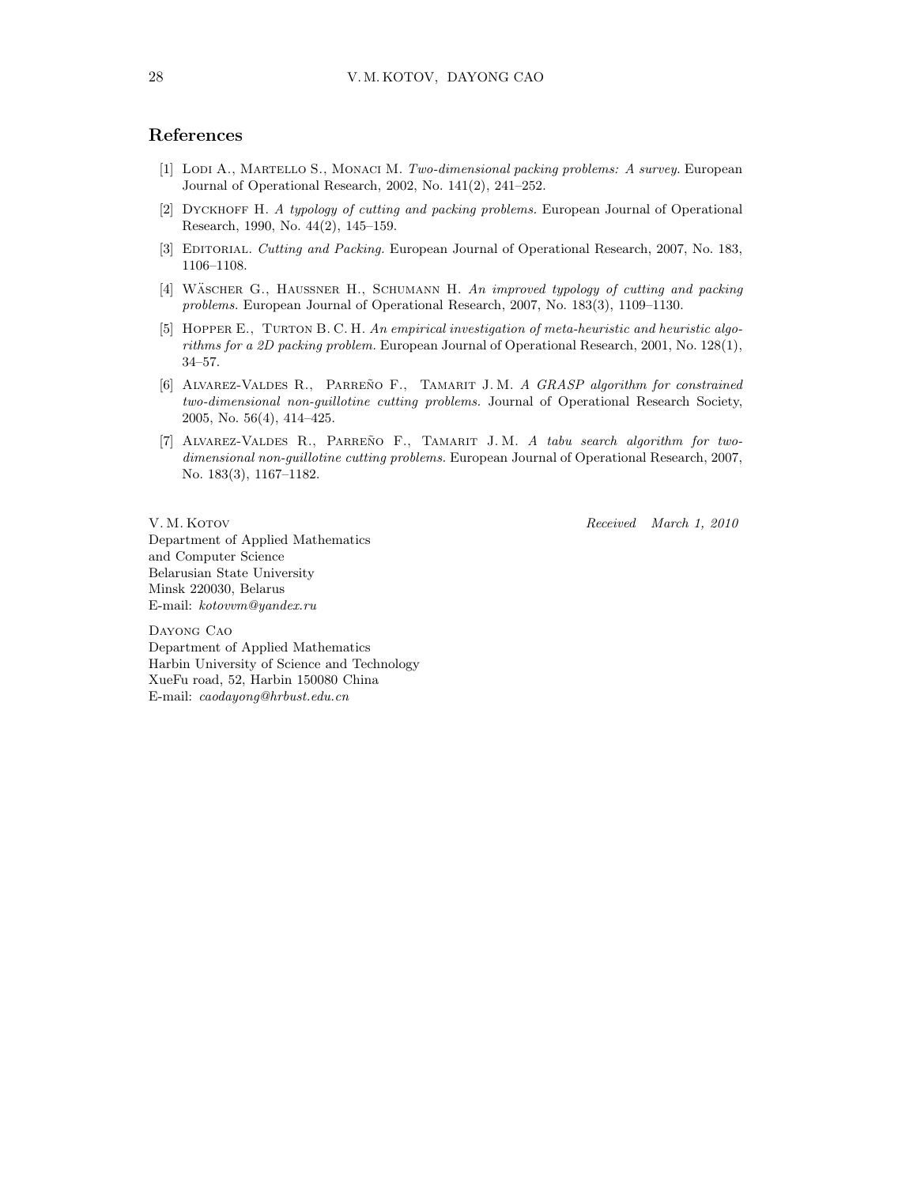## References

[1] Lodi A., Martello S., Monaci M. *Two-dimensional packing problems: A survey.* European Journal of Operational Research, 2002, No. 141(2), 241–252.

[2] Dyckhoff H. *A typology of cutting and packing problems.* European Journal of Operational Research, 1990, No. 44(2), 145–159.

[3] Editorial. *Cutting and Packing.* European Journal of Operational Research, 2007, No. 183, 1106–1108.

[4] Wäscher G., Haussner H., Schumann H. *An improved typology of cutting and packing problems.* European Journal of Operational Research, 2007, No. 183(3), 1109–1130.

[5] Hopper E., Turton B. C. H. *An empirical investigation of meta-heuristic and heuristic algorithms for a 2D packing problem.* European Journal of Operational Research, 2001, No. 128(1), 34–57.

[6] Alvarez-Valdes R., Parreño F., Tamarit J. M. *A GRASP algorithm for constrained two-dimensional non-guillotine cutting problems.* Journal of Operational Research Society, 2005, No. 56(4), 414–425.

[7] Alvarez-Valdes R., Parreño F., Tamarit J. M. *A tabu search algorithm for two-dimensional non-guillotine cutting problems.* European Journal of Operational Research, 2007, No. 183(3), 1167–1182.

V. M. Kotov
Department of Applied Mathematics
and Computer Science
Belarusian State University
Minsk 220030, Belarus
E-mail: *kotovvm@yandex.ru*

*Received March 1, 2010*

Dayong Cao
Department of Applied Mathematics
Harbin University of Science and Technology
XueFu road, 52, Harbin 150080 China
E-mail: *caodayong@hrbust.edu.cn*